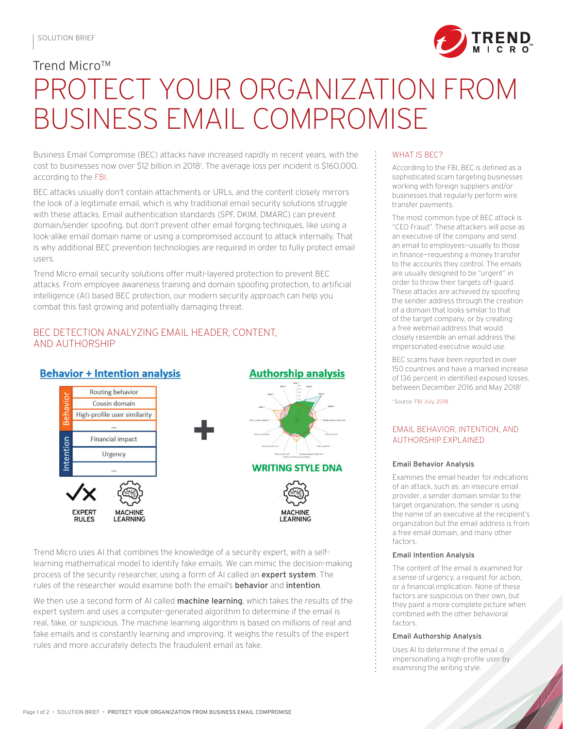SOLUTION BRIEF

Trend Micro™

# PROTECT YOUR ORGANIZATION FROM BUSINESS EMAIL COMPROMISE

Business Email Compromise (BEC) attacks have increased rapidly in recent years, with the cost to businesses now over $12 billion in 2018[1]. The average loss per incident is $160,000, according to the FBI.

BEC attacks usually don't contain attachments or URLs, and the content closely mirrors the look of a legitimate email, which is why traditional email security solutions struggle with these attacks. Email authentication standards (SPF, DKIM, DMARC) can prevent domain/sender spoofing, but don't prevent other email forging techniques, like using a look-alike email domain name or using a compromised account to attack internally. That is why additional BEC prevention technologies are required in order to fully protect email users.

Trend Micro email security solutions offer multi-layered protection to prevent BEC attacks. From employee awareness training and domain spoofing protection, to artificial intelligence (AI) based BEC protection, our modern security approach can help you combat this fast growing and potentially damaging threat.

## BEC DETECTION ANALYZING EMAIL HEADER, CONTENT, AND AUTHORSHIP

**Behavior + Intention analysis**

| | |
|---|---|
| Behavior | Routing behavior |
| | Cousin domain |
| | High-profile user similarity |
| | ... |
| Intention | Financial impact |
| | Urgency |
| | ... |

EXPERT RULES · MACHINE LEARNING

**+**

**Authorship analysis**

WRITING STYLE DNA

MACHINE LEARNING

Trend Micro uses AI that combines the knowledge of a security expert, with a self-learning mathematical model to identify fake emails. We can mimic the decision-making process of the security researcher, using a form of AI called an **expert system**. The rules of the researcher would examine both the email's **behavior** and **intention**.

We then use a second form of AI called **machine learning**, which takes the results of the expert system and uses a computer-generated algorithm to determine if the email is real, fake, or suspicious. The machine learning algorithm is based on millions of real and fake emails and is constantly learning and improving. It weighs the results of the expert rules and more accurately detects the fraudulent email as fake.

## WHAT IS BEC?

According to the FBI, BEC is defined as a sophisticated scam targeting businesses working with foreign suppliers and/or businesses that regularly perform wire transfer payments.

The most common type of BEC attack is "CEO Fraud". These attackers will pose as an executive of the company and send an email to employees—usually to those in finance—requesting a money transfer to the accounts they control. The emails are usually designed to be "urgent" in order to throw their targets off-guard. These attacks are achieved by spoofing the sender address through the creation of a domain that looks similar to that of the target company, or by creating a free webmail address that would closely resemble an email address the impersonated executive would use.

BEC scams have been reported in over 150 countries and have a marked increase of 136 percent in identified exposed losses, between December 2016 and May 2018[1]

[1] Source: FBI July, 2018

## EMAIL BEHAVIOR, INTENTION, AND AUTHORSHIP EXPLAINED

### Email Behavior Analysis

Examines the email header for indications of an attack, such as: an insecure email provider, a sender domain similar to the target organization, the sender is using the name of an executive at the recipient's organization but the email address is from a free email domain, and many other factors.

### Email Intention Analysis

The content of the email is examined for a sense of urgency, a request for action, or a financial implication. None of these factors are suspicious on their own, but they paint a more complete picture when combined with the other behavioral factors.

### Email Authorship Analysis

Uses AI to determine if the email is impersonating a high-profile user by examining the writing style.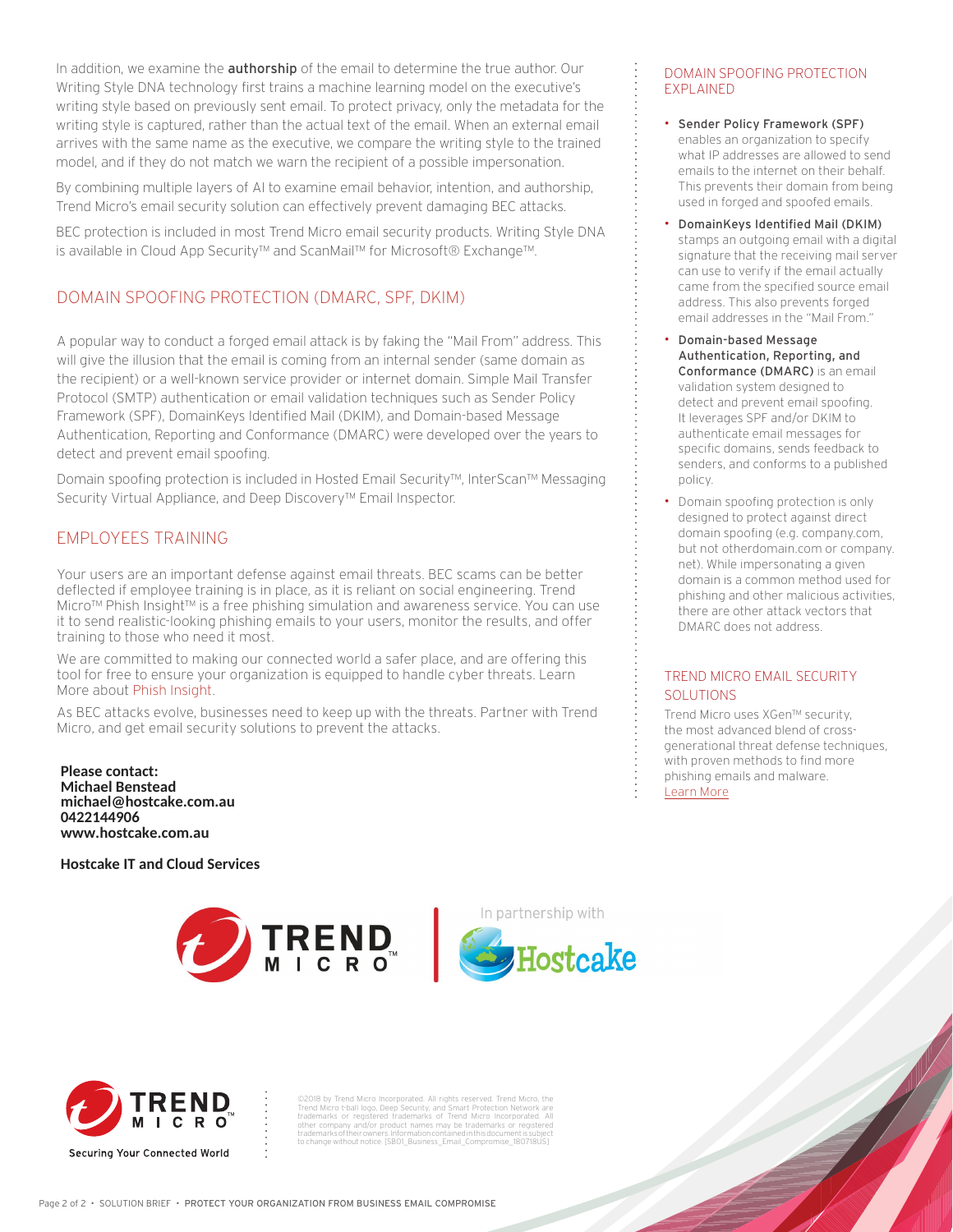In addition, we examine the **authorship** of the email to determine the true author. Our Writing Style DNA technology first trains a machine learning model on the executive's writing style based on previously sent email. To protect privacy, only the metadata for the writing style is captured, rather than the actual text of the email. When an external email arrives with the same name as the executive, we compare the writing style to the trained model, and if they do not match we warn the recipient of a possible impersonation.

By combining multiple layers of AI to examine email behavior, intention, and authorship, Trend Micro's email security solution can effectively prevent damaging BEC attacks.

BEC protection is included in most Trend Micro email security products. Writing Style DNA is available in Cloud App Security™ and ScanMail™ for Microsoft® Exchange™.

## DOMAIN SPOOFING PROTECTION (DMARC, SPF, DKIM)

A popular way to conduct a forged email attack is by faking the "Mail From" address. This will give the illusion that the email is coming from an internal sender (same domain as the recipient) or a well-known service provider or internet domain. Simple Mail Transfer Protocol (SMTP) authentication or email validation techniques such as Sender Policy Framework (SPF), DomainKeys Identified Mail (DKIM), and Domain-based Message Authentication, Reporting and Conformance (DMARC) were developed over the years to detect and prevent email spoofing.

Domain spoofing protection is included in Hosted Email Security™, InterScan™ Messaging Security Virtual Appliance, and Deep Discovery™ Email Inspector.

## EMPLOYEES TRAINING

Your users are an important defense against email threats. BEC scams can be better deflected if employee training is in place, as it is reliant on social engineering. Trend Micro™ Phish Insight™ is a free phishing simulation and awareness service. You can use it to send realistic-looking phishing emails to your users, monitor the results, and offer training to those who need it most.

We are committed to making our connected world a safer place, and are offering this tool for free to ensure your organization is equipped to handle cyber threats. Learn More about Phish Insight.

As BEC attacks evolve, businesses need to keep up with the threats. Partner with Trend Micro, and get email security solutions to prevent the attacks.

**Please contact:**
**Michael Benstead**
**michael@hostcake.com.au**
**0422144906**
**www.hostcake.com.au**

**Hostcake IT and Cloud Services**

## DOMAIN SPOOFING PROTECTION EXPLAINED

- **Sender Policy Framework (SPF)** enables an organization to specify what IP addresses are allowed to send emails to the internet on their behalf. This prevents their domain from being used in forged and spoofed emails.
- **DomainKeys Identified Mail (DKIM)** stamps an outgoing email with a digital signature that the receiving mail server can use to verify if the email actually came from the specified source email address. This also prevents forged email addresses in the "Mail From."
- **Domain-based Message Authentication, Reporting, and Conformance (DMARC)** is an email validation system designed to detect and prevent email spoofing. It leverages SPF and/or DKIM to authenticate email messages for specific domains, sends feedback to senders, and conforms to a published policy.
- Domain spoofing protection is only designed to protect against direct domain spoofing (e.g. company.com, but not otherdomain.com or company.net). While impersonating a given domain is a common method used for phishing and other malicious activities, there are other attack vectors that DMARC does not address.

## TREND MICRO EMAIL SECURITY SOLUTIONS

Trend Micro uses XGen™ security, the most advanced blend of cross-generational threat defense techniques, with proven methods to find more phishing emails and malware.
Learn More

In partnership with

Securing Your Connected World

©2018 by Trend Micro Incorporated. All rights reserved. Trend Micro, the Trend Micro t-ball logo, Deep Security, and Smart Protection Network are trademarks or registered trademarks of Trend Micro Incorporated. All other company and/or product names may be trademarks or registered trademarks of their owners. Information contained in this document is subject to change without notice. [SB01_Business_Email_Compromise_180718US]